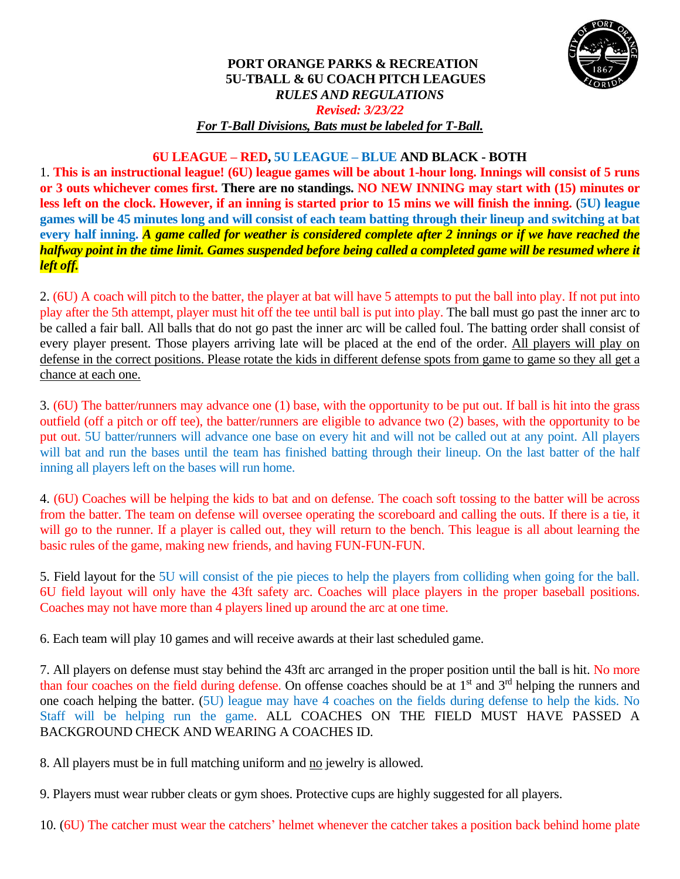# PORT ORANGE PARKS & RECREATION
## 5U-TBALL & 6U COACH PITCH LEAGUES
### *RULES AND REGULATIONS*

***Revised: 3/23/22***

***For T-Ball Divisions, Bats must be labeled for T-Ball.***

**6U LEAGUE – RED, 5U LEAGUE – BLUE AND BLACK - BOTH**

1. **This is an instructional league! (6U) league games will be about 1-hour long. Innings will consist of 5 runs or 3 outs whichever comes first. There are no standings. NO NEW INNING may start with (15) minutes or less left on the clock. However, if an inning is started prior to 15 mins we will finish the inning. (5U) league games will be 45 minutes long and will consist of each team batting through their lineup and switching at bat every half inning.** ***A game called for weather is considered complete after 2 innings or if we have reached the halfway point in the time limit. Games suspended before being called a completed game will be resumed where it left off.***

2. (6U) A coach will pitch to the batter, the player at bat will have 5 attempts to put the ball into play. If not put into play after the 5th attempt, player must hit off the tee until ball is put into play. The ball must go past the inner arc to be called a fair ball. All balls that do not go past the inner arc will be called foul. The batting order shall consist of every player present. Those players arriving late will be placed at the end of the order. <u>All players will play on defense in the correct positions. Please rotate the kids in different defense spots from game to game so they all get a chance at each one.</u>

3. (6U) The batter/runners may advance one (1) base, with the opportunity to be put out. If ball is hit into the grass outfield (off a pitch or off tee), the batter/runners are eligible to advance two (2) bases, with the opportunity to be put out. 5U batter/runners will advance one base on every hit and will not be called out at any point. All players will bat and run the bases until the team has finished batting through their lineup. On the last batter of the half inning all players left on the bases will run home.

4. (6U) Coaches will be helping the kids to bat and on defense. The coach soft tossing to the batter will be across from the batter. The team on defense will oversee operating the scoreboard and calling the outs. If there is a tie, it will go to the runner. If a player is called out, they will return to the bench. This league is all about learning the basic rules of the game, making new friends, and having FUN-FUN-FUN.

5. Field layout for the 5U will consist of the pie pieces to help the players from colliding when going for the ball. 6U field layout will only have the 43ft safety arc. Coaches will place players in the proper baseball positions. Coaches may not have more than 4 players lined up around the arc at one time.

6. Each team will play 10 games and will receive awards at their last scheduled game.

7. All players on defense must stay behind the 43ft arc arranged in the proper position until the ball is hit. No more than four coaches on the field during defense. On offense coaches should be at 1st and 3rd helping the runners and one coach helping the batter. (5U) league may have 4 coaches on the fields during defense to help the kids. No Staff will be helping run the game. ALL COACHES ON THE FIELD MUST HAVE PASSED A BACKGROUND CHECK AND WEARING A COACHES ID.

8. All players must be in full matching uniform and <u>no</u> jewelry is allowed.

9. Players must wear rubber cleats or gym shoes. Protective cups are highly suggested for all players.

10. (6U) The catcher must wear the catchers' helmet whenever the catcher takes a position back behind home plate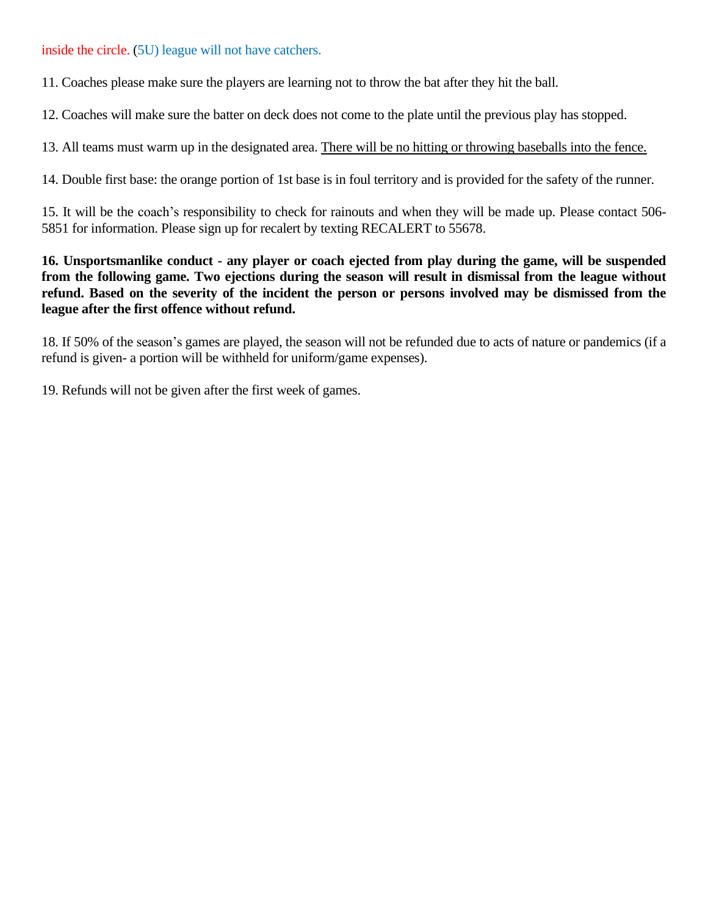inside the circle. (5U) league will not have catchers.

11. Coaches please make sure the players are learning not to throw the bat after they hit the ball.

12. Coaches will make sure the batter on deck does not come to the plate until the previous play has stopped.

13. All teams must warm up in the designated area. There will be no hitting or throwing baseballs into the fence.

14. Double first base: the orange portion of 1st base is in foul territory and is provided for the safety of the runner.

15. It will be the coach's responsibility to check for rainouts and when they will be made up. Please contact 506-5851 for information. Please sign up for recalert by texting RECALERT to 55678.

**16. Unsportsmanlike conduct - any player or coach ejected from play during the game, will be suspended from the following game. Two ejections during the season will result in dismissal from the league without refund. Based on the severity of the incident the person or persons involved may be dismissed from the league after the first offence without refund.**

18. If 50% of the season's games are played, the season will not be refunded due to acts of nature or pandemics (if a refund is given- a portion will be withheld for uniform/game expenses).

19. Refunds will not be given after the first week of games.